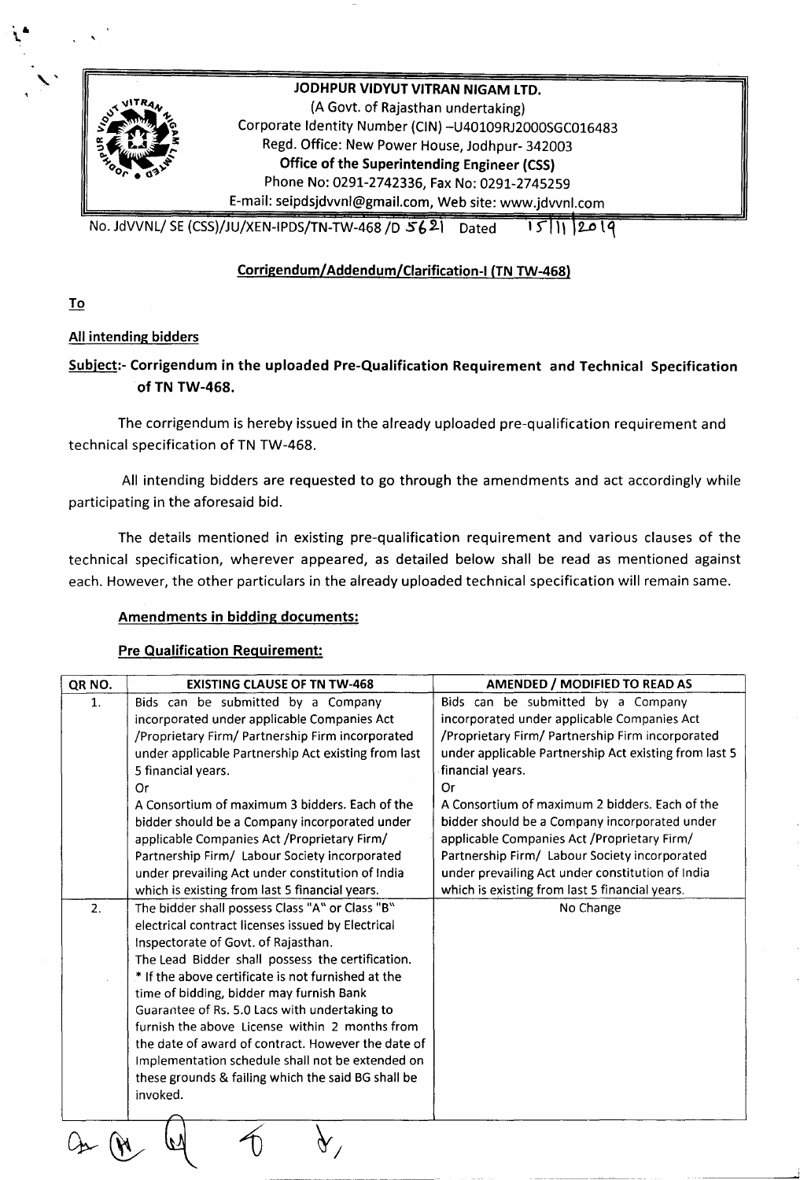# JODHPUR VIDYUT VITRAN NIGAM LTD.

(A Govt. of Rajasthan undertaking)
Corporate Identity Number (CIN) –U40109RJ2000SGC016483
Regd. Office: New Power House, Jodhpur- 342003
**Office of the Superintending Engineer (CSS)**
Phone No: 0291-2742336, Fax No: 0291-2745259
E-mail: seipdsjdvvnl@gmail.com, Web site: www.jdvvnl.com

No. JdVVNL/ SE (CSS)/JU/XEN-IPDS/TN-TW-468 /D 5621 Dated 15/11/2019

## Corrigendum/Addendum/Clarification-I (TN TW-468)

**To**

**All intending bidders**

**Subject:- Corrigendum in the uploaded Pre-Qualification Requirement and Technical Specification of TN TW-468.**

The corrigendum is hereby issued in the already uploaded pre-qualification requirement and technical specification of TN TW-468.

All intending bidders are requested to go through the amendments and act accordingly while participating in the aforesaid bid.

The details mentioned in existing pre-qualification requirement and various clauses of the technical specification, wherever appeared, as detailed below shall be read as mentioned against each. However, the other particulars in the already uploaded technical specification will remain same.

### Amendments in bidding documents:

### Pre Qualification Requirement:

| QR NO. | EXISTING CLAUSE OF TN TW-468 | AMENDED / MODIFIED TO READ AS |
|---|---|---|
| 1. | Bids can be submitted by a Company incorporated under applicable Companies Act /Proprietary Firm/ Partnership Firm incorporated under applicable Partnership Act existing from last 5 financial years.<br>Or<br>A Consortium of maximum 3 bidders. Each of the bidder should be a Company incorporated under applicable Companies Act /Proprietary Firm/ Partnership Firm/ Labour Society incorporated under prevailing Act under constitution of India which is existing from last 5 financial years. | Bids can be submitted by a Company incorporated under applicable Companies Act /Proprietary Firm/ Partnership Firm incorporated under applicable Partnership Act existing from last 5 financial years.<br>Or<br>A Consortium of maximum 2 bidders. Each of the bidder should be a Company incorporated under applicable Companies Act /Proprietary Firm/ Partnership Firm/ Labour Society incorporated under prevailing Act under constitution of India which is existing from last 5 financial years. |
| 2. | The bidder shall possess Class "A" or Class "B" electrical contract licenses issued by Electrical Inspectorate of Govt. of Rajasthan.<br>The Lead Bidder shall possess the certification.<br>* If the above certificate is not furnished at the time of bidding, bidder may furnish Bank Guarantee of Rs. 5.0 Lacs with undertaking to furnish the above License within 2 months from the date of award of contract. However the date of Implementation schedule shall not be extended on these grounds & failing which the said BG shall be invoked. | No Change |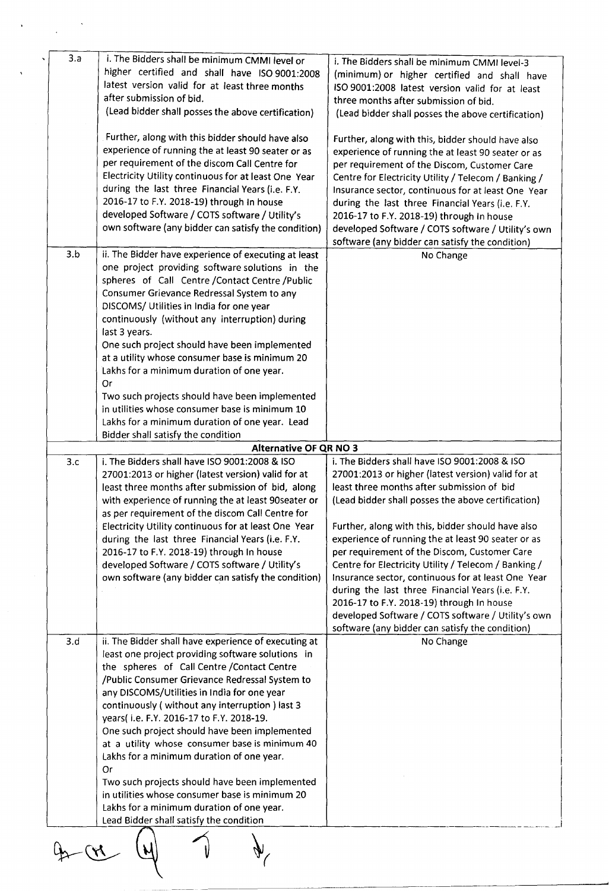| 3.a | i. The Bidders shall be minimum CMMI level or higher certified and shall have ISO 9001:2008 latest version valid for at least three months after submission of bid.<br>(Lead bidder shall posses the above certification)<br><br>Further, along with this bidder should have also experience of running the at least 90 seater or as per requirement of the discom Call Centre for Electricity Utility continuous for at least One Year during the last three Financial Years (i.e. F.Y. 2016-17 to F.Y. 2018-19) through In house developed Software / COTS software / Utility's own software (any bidder can satisfy the condition) | i. The Bidders shall be minimum CMMI level-3 (minimum) or higher certified and shall have ISO 9001:2008 latest version valid for at least three months after submission of bid.<br>(Lead bidder shall posses the above certification)<br><br>Further, along with this, bidder should have also experience of running the at least 90 seater or as per requirement of the Discom, Customer Care Centre for Electricity Utility / Telecom / Banking / Insurance sector, continuous for at least One Year during the last three Financial Years (i.e. F.Y. 2016-17 to F.Y. 2018-19) through In house developed Software / COTS software / Utility's own software (any bidder can satisfy the condition) |
|---|---|---|
| 3.b | ii. The Bidder have experience of executing at least one project providing software solutions in the spheres of Call Centre /Contact Centre /Public Consumer Grievance Redressal System to any DISCOMS/ Utilities in India for one year continuously (without any interruption) during last 3 years.<br>One such project should have been implemented at a utility whose consumer base is minimum 20 Lakhs for a minimum duration of one year.<br>Or<br>Two such projects should have been implemented in utilities whose consumer base is minimum 10 Lakhs for a minimum duration of one year. Lead Bidder shall satisfy the condition | No Change |
| | **Alternative OF QR NO 3** | |
| 3.c | i. The Bidders shall have ISO 9001:2008 & ISO 27001:2013 or higher (latest version) valid for at least three months after submission of bid, along with experience of running the at least 90seater or as per requirement of the discom Call Centre for Electricity Utility continuous for at least One Year during the last three Financial Years (i.e. F.Y. 2016-17 to F.Y. 2018-19) through In house developed Software / COTS software / Utility's own software (any bidder can satisfy the condition) | i. The Bidders shall have ISO 9001:2008 & ISO 27001:2013 or higher (latest version) valid for at least three months after submission of bid<br>(Lead bidder shall posses the above certification)<br><br>Further, along with this, bidder should have also experience of running the at least 90 seater or as per requirement of the Discom, Customer Care Centre for Electricity Utility / Telecom / Banking / Insurance sector, continuous for at least One Year during the last three Financial Years (i.e. F.Y. 2016-17 to F.Y. 2018-19) through In house developed Software / COTS software / Utility's own software (any bidder can satisfy the condition) |
| 3.d | ii. The Bidder shall have experience of executing at least one project providing software solutions in the spheres of Call Centre /Contact Centre /Public Consumer Grievance Redressal System to any DISCOMS/Utilities in India for one year continuously ( without any interruption ) last 3 years( i.e. F.Y. 2016-17 to F.Y. 2018-19.<br>One such project should have been implemented at a utility whose consumer base is minimum 40 Lakhs for a minimum duration of one year.<br>Or<br>Two such projects should have been implemented in utilities whose consumer base is minimum 20 Lakhs for a minimum duration of one year.<br>Lead Bidder shall satisfy the condition | No Change |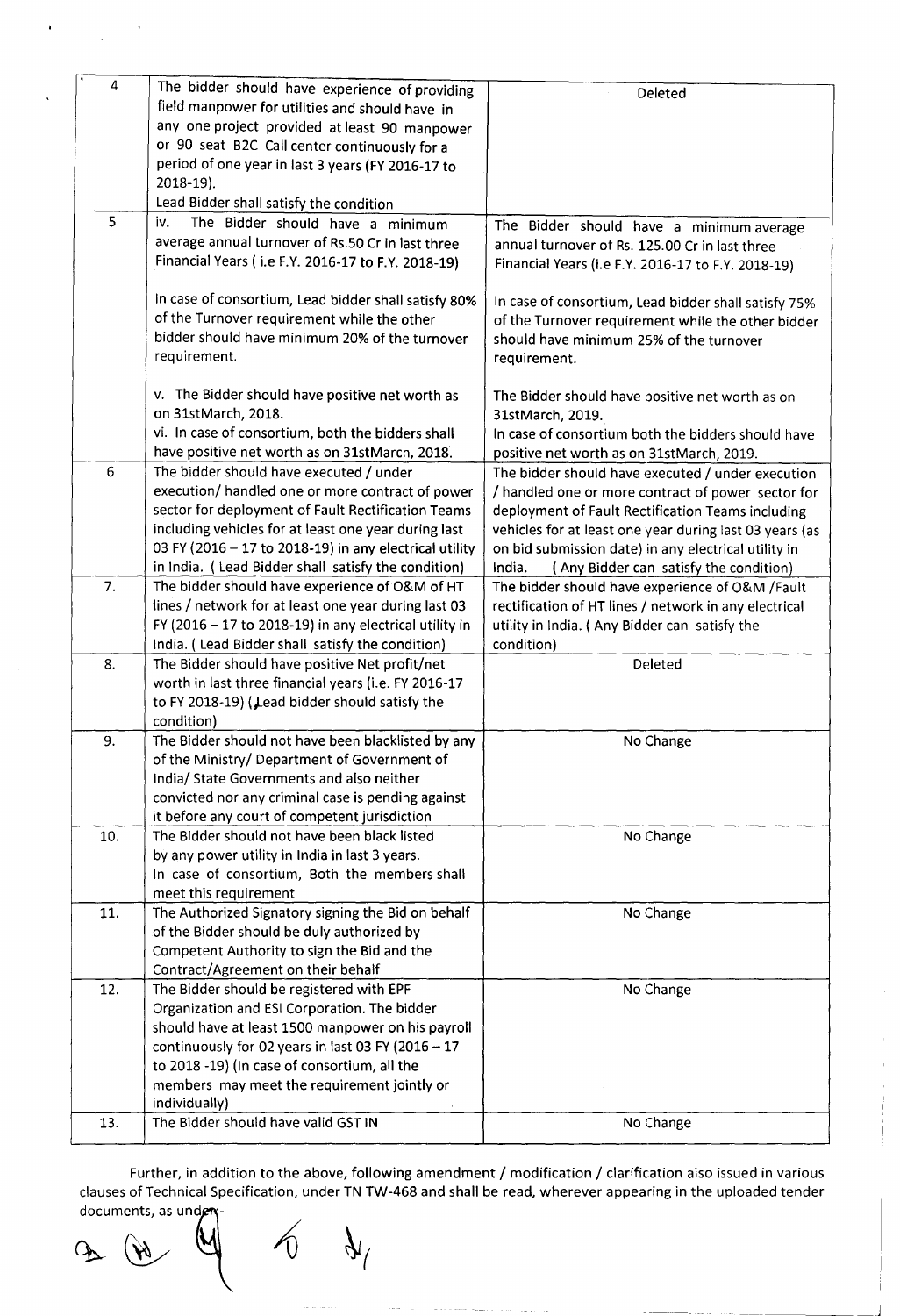| 4 | The bidder should have experience of providing field manpower for utilities and should have in any one project provided at least 90 manpower or 90 seat B2C Call center continuously for a period of one year in last 3 years (FY 2016-17 to 2018-19).<br>Lead Bidder shall satisfy the condition | Deleted |
|---|---|---|
| 5 | iv. The Bidder should have a minimum average annual turnover of Rs.50 Cr in last three Financial Years ( i.e F.Y. 2016-17 to F.Y. 2018-19)<br><br>In case of consortium, Lead bidder shall satisfy 80% of the Turnover requirement while the other bidder should have minimum 20% of the turnover requirement.<br><br>v. The Bidder should have positive net worth as on 31stMarch, 2018.<br>vi. In case of consortium, both the bidders shall have positive net worth as on 31stMarch, 2018. | The Bidder should have a minimum average annual turnover of Rs. 125.00 Cr in last three Financial Years (i.e F.Y. 2016-17 to F.Y. 2018-19)<br><br>In case of consortium, Lead bidder shall satisfy 75% of the Turnover requirement while the other bidder should have minimum 25% of the turnover requirement.<br><br>The Bidder should have positive net worth as on 31stMarch, 2019.<br>In case of consortium both the bidders should have positive net worth as on 31stMarch, 2019. |
| 6 | The bidder should have executed / under execution/ handled one or more contract of power sector for deployment of Fault Rectification Teams including vehicles for at least one year during last 03 FY (2016 – 17 to 2018-19) in any electrical utility in India. ( Lead Bidder shall satisfy the condition) | The bidder should have executed / under execution / handled one or more contract of power sector for deployment of Fault Rectification Teams including vehicles for at least one year during last 03 years (as on bid submission date) in any electrical utility in India. ( Any Bidder can satisfy the condition) |
| 7. | The bidder should have experience of O&M of HT lines / network for at least one year during last 03 FY (2016 – 17 to 2018-19) in any electrical utility in India. ( Lead Bidder shall satisfy the condition) | The bidder should have experience of O&M /Fault rectification of HT lines / network in any electrical utility in India. ( Any Bidder can satisfy the condition) |
| 8. | The Bidder should have positive Net profit/net worth in last three financial years (i.e. FY 2016-17 to FY 2018-19) (Lead bidder should satisfy the condition) | Deleted |
| 9. | The Bidder should not have been blacklisted by any of the Ministry/ Department of Government of India/ State Governments and also neither convicted nor any criminal case is pending against it before any court of competent jurisdiction | No Change |
| 10. | The Bidder should not have been black listed by any power utility in India in last 3 years.<br>In case of consortium, Both the members shall meet this requirement | No Change |
| 11. | The Authorized Signatory signing the Bid on behalf of the Bidder should be duly authorized by Competent Authority to sign the Bid and the Contract/Agreement on their behalf | No Change |
| 12. | The Bidder should be registered with EPF Organization and ESI Corporation. The bidder should have at least 1500 manpower on his payroll continuously for 02 years in last 03 FY (2016 – 17 to 2018 -19) (In case of consortium, all the members may meet the requirement jointly or individually) | No Change |
| 13. | The Bidder should have valid GST IN | No Change |

Further, in addition to the above, following amendment / modification / clarification also issued in various clauses of Technical Specification, under TN TW-468 and shall be read, wherever appearing in the uploaded tender documents, as under:-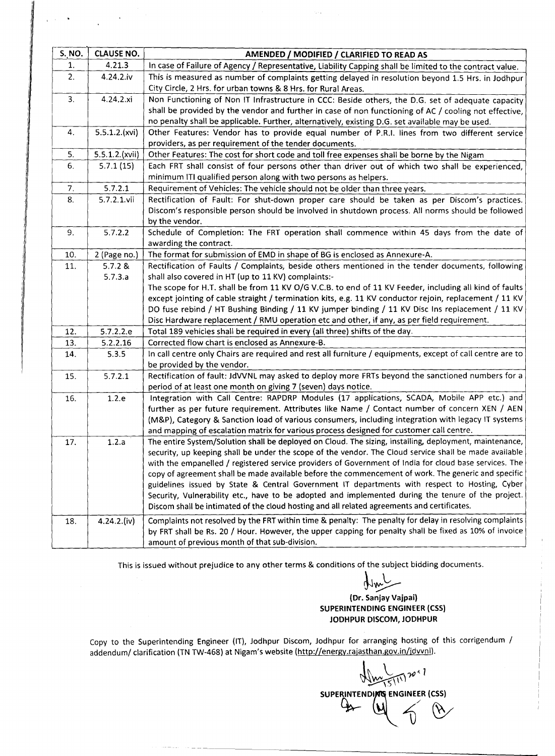| S. NO. | CLAUSE NO. | AMENDED / MODIFIED / CLARIFIED TO READ AS |
|---|---|---|
| 1. | 4.21.3 | In case of Failure of Agency / Representative, Liability Capping shall be limited to the contract value. |
| 2. | 4.24.2.iv | This is measured as number of complaints getting delayed in resolution beyond 1.5 Hrs. in Jodhpur City Circle, 2 Hrs. for urban towns & 8 Hrs. for Rural Areas. |
| 3. | 4.24.2.xi | Non Functioning of Non IT Infrastructure in CCC: Beside others, the D.G. set of adequate capacity shall be provided by the vendor and further in case of non functioning of AC / cooling not effective, no penalty shall be applicable. Further, alternatively, existing D.G. set available may be used. |
| 4. | 5.5.1.2.(xvi) | Other Features: Vendor has to provide equal number of P.R.I. lines from two different service providers, as per requirement of the tender documents. |
| 5. | 5.5.1.2.(xvii) | Other Features: The cost for short code and toll free expenses shall be borne by the Nigam |
| 6. | 5.7.1 (15) | Each FRT shall consist of four persons other than driver out of which two shall be experienced, minimum ITI qualified person along with two persons as helpers. |
| 7. | 5.7.2.1 | Requirement of Vehicles: The vehicle should not be older than three years. |
| 8. | 5.7.2.1.vii | Rectification of Fault: For shut-down proper care should be taken as per Discom's practices. Discom's responsible person should be involved in shutdown process. All norms should be followed by the vendor. |
| 9. | 5.7.2.2 | Schedule of Completion: The FRT operation shall commence within 45 days from the date of awarding the contract. |
| 10. | 2 (Page no.) | The format for submission of EMD in shape of BG is enclosed as Annexure-A. |
| 11. | 5.7.2 & 5.7.3.a | Rectification of Faults / Complaints, beside others mentioned in the tender documents, following shall also covered in HT (up to 11 KV) complaints:- The scope for H.T. shall be from 11 KV O/G V.C.B. to end of 11 KV Feeder, including all kind of faults except jointing of cable straight / termination kits, e.g. 11 KV conductor rejoin, replacement / 11 KV DO fuse rebind / HT Bushing Binding / 11 KV jumper binding / 11 KV Disc Ins replacement / 11 KV Disc Hardware replacement / RMU operation etc and other, if any, as per field requirement. |
| 12. | 5.7.2.2.e | Total 189 vehicles shall be required in every (all three) shifts of the day. |
| 13. | 5.2.2.16 | Corrected flow chart is enclosed as Annexure-B. |
| 14. | 5.3.5 | In call centre only Chairs are required and rest all furniture / equipments, except of call centre are to be provided by the vendor. |
| 15. | 5.7.2.1 | Rectification of fault: JdVVNL may asked to deploy more FRTs beyond the sanctioned numbers for a period of at least one month on giving 7 (seven) days notice. |
| 16. | 1.2.e | Integration with Call Centre: RAPDRP Modules (17 applications, SCADA, Mobile APP etc.) and further as per future requirement. Attributes like Name / Contact number of concern XEN / AEN (M&P), Category & Sanction load of various consumers, including integration with legacy IT systems and mapping of escalation matrix for various process designed for customer call centre. |
| 17. | 1.2.a | The entire System/Solution shall be deployed on Cloud. The sizing, installing, deployment, maintenance, security, up keeping shall be under the scope of the vendor. The Cloud service shall be made available with the empanelled / registered service providers of Government of India for cloud base services. The copy of agreement shall be made available before the commencement of work. The generic and specific guidelines issued by State & Central Government IT departments with respect to Hosting, Cyber Security, Vulnerability etc., have to be adopted and implemented during the tenure of the project. Discom shall be intimated of the cloud hosting and all related agreements and certificates. |
| 18. | 4.24.2.(iv) | Complaints not resolved by the FRT within time & penalty: The penalty for delay in resolving complaints by FRT shall be Rs. 20 / Hour. However, the upper capping for penalty shall be fixed as 10% of invoice amount of previous month of that sub-division. |

This is issued without prejudice to any other terms & conditions of the subject bidding documents.

**(Dr. Sanjay Vajpai)**
**SUPERINTENDING ENGINEER (CSS)**
**JODHPUR DISCOM, JODHPUR**

Copy to the Superintending Engineer (IT), Jodhpur Discom, Jodhpur for arranging hosting of this corrigendum / addendum/ clarification (TN TW-468) at Nigam's website (http://energy.rajasthan.gov.in/jdvvnl).

15/11/2017

**SUPERINTENDING ENGINEER (CSS)**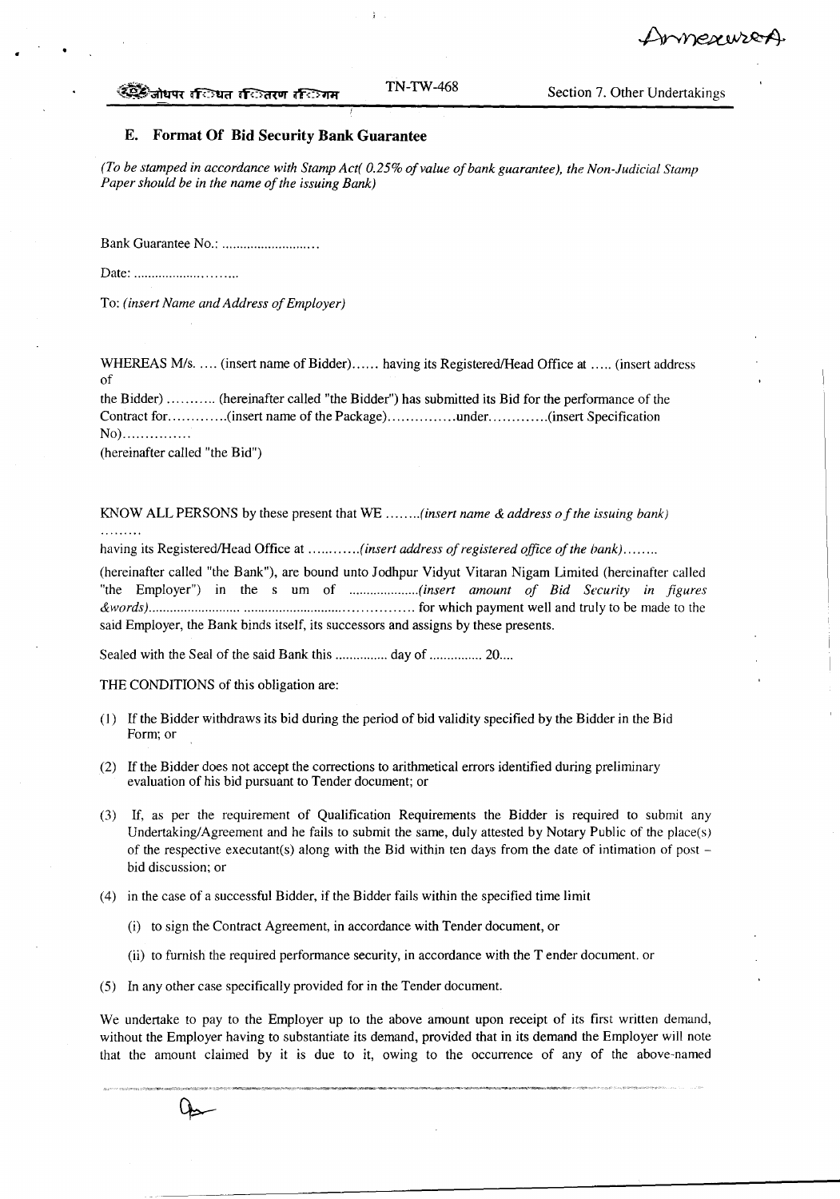## E. Format Of Bid Security Bank Guarantee

*(To be stamped in accordance with Stamp Act( 0.25% of value of bank guarantee), the Non-Judicial Stamp Paper should be in the name of the issuing Bank)*

Bank Guarantee No.: ..........................

Date: ..........................

To: *(insert Name and Address of Employer)*

WHEREAS M/s. .... (insert name of Bidder)...... having its Registered/Head Office at ..... (insert address of the Bidder) ........... (hereinafter called "the Bidder") has submitted its Bid for the performance of the Contract for............(insert name of the Package)...............under.............(insert Specification No)...............
(hereinafter called "the Bid")

KNOW ALL PERSONS by these present that WE ........*(insert name & address of the issuing bank)* .........
having its Registered/Head Office at ............*(insert address of registered office of the bank)*........
(hereinafter called "the Bank"), are bound unto Jodhpur Vidyut Vitaran Nigam Limited (hereinafter called "the Employer") in the sum of ....................*(insert amount of Bid Security in figures &words)*.......................... .................................................. for which payment well and truly to be made to the said Employer, the Bank binds itself, its successors and assigns by these presents.

Sealed with the Seal of the said Bank this ............... day of ............... 20....

THE CONDITIONS of this obligation are:

(1) If the Bidder withdraws its bid during the period of bid validity specified by the Bidder in the Bid Form; or

(2) If the Bidder does not accept the corrections to arithmetical errors identified during preliminary evaluation of his bid pursuant to Tender document; or

(3) If, as per the requirement of Qualification Requirements the Bidder is required to submit any Undertaking/Agreement and he fails to submit the same, duly attested by Notary Public of the place(s) of the respective executant(s) along with the Bid within ten days from the date of intimation of post – bid discussion; or

(4) in the case of a successful Bidder, if the Bidder fails within the specified time limit

(i) to sign the Contract Agreement, in accordance with Tender document, or

(ii) to furnish the required performance security, in accordance with the T ender document. or

(5) In any other case specifically provided for in the Tender document.

We undertake to pay to the Employer up to the above amount upon receipt of its first written demand, without the Employer having to substantiate its demand, provided that in its demand the Employer will note that the amount claimed by it is due to it, owing to the occurrence of any of the above-named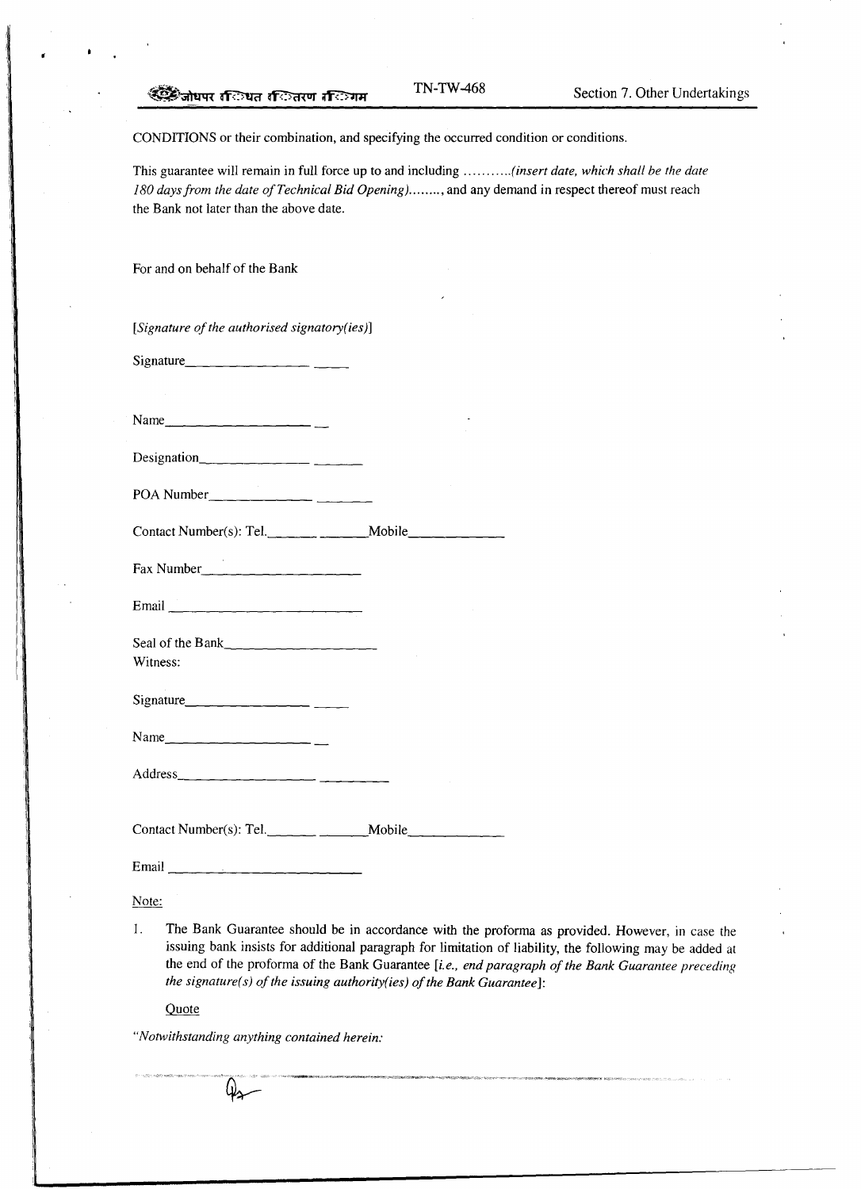CONDITIONS or their combination, and specifying the occurred condition or conditions.

This guarantee will remain in full force up to and including ...........*(insert date, which shall be the date 180 days from the date of Technical Bid Opening)*........, and any demand in respect thereof must reach the Bank not later than the above date.

For and on behalf of the Bank

*[Signature of the authorised signatory(ies)]*

Signature__________________ _____

Name____________________ __

Designation________________ _______

POA Number______________ _______

Contact Number(s): Tel._______ _______Mobile_____________

Fax Number_____________________

Email ___________________________

Seal of the Bank____________________

Witness:

Signature__________________ _____

Name____________________ __

Address___________________ _________

Contact Number(s): Tel._______ _______Mobile_____________

Email ___________________________

Note:

1. The Bank Guarantee should be in accordance with the proforma as provided. However, in case the issuing bank insists for additional paragraph for limitation of liability, the following may be added at the end of the proforma of the Bank Guarantee [*i.e., end paragraph of the Bank Guarantee preceding the signature(s) of the issuing authority(ies) of the Bank Guarantee*]:

   Quote

*"Notwithstanding anything contained herein:*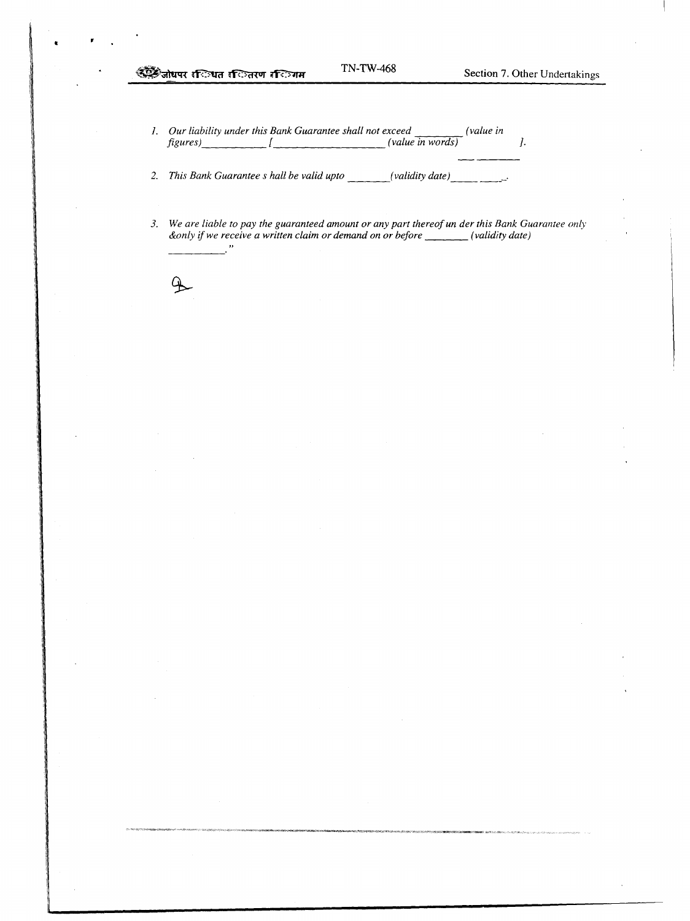1. *Our liability under this Bank Guarantee shall not exceed \_\_\_\_\_\_\_\_ (value in figures)\_\_\_\_\_\_\_\_\_\_\_ [\_\_\_\_\_\_\_\_\_\_\_\_\_\_\_\_\_\_\_\_ (value in words) ].*

2. *This Bank Guarantee s hall be valid upto \_\_\_\_\_\_\_(validity date)\_\_\_\_\_ \_\_\_\_\_.*

3. *We are liable to pay the guaranteed amount or any part thereof un der this Bank Guarantee only &only if we receive a written claim or demand on or before \_\_\_\_\_\_\_\_ (validity date) \_\_\_\_\_\_\_\_\_\_\_."*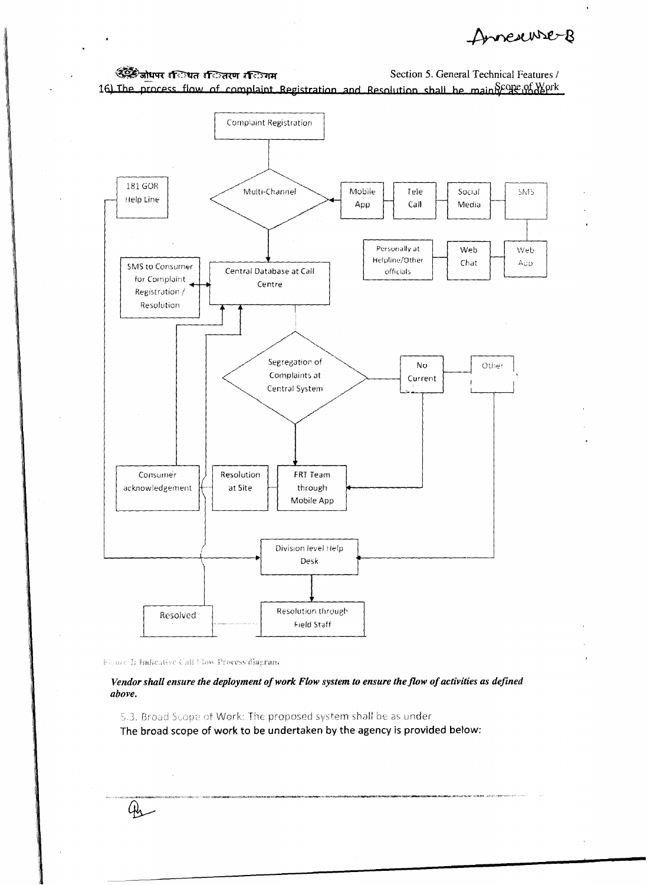Annexure-B

जोधपुर विद्युत वितरण निगम

Section 5. General Technical Features / Scope of Work

16) The process flow of complaint Registration and Resolution shall be mainly as under

Complaint Registration

181 GOR Help Line

Multi-Channel

Mobile App

Tele Call

Social Media

SMS

Personally at Helpline/Other officials

Web Chat

Web App

SMS to Consumer for Complaint Registration / Resolution

Central Database at Call Centre

Segregation of Complaints at Central System

No Current

Other

Consumer acknowledgement

Resolution at Site

FRT Team through Mobile App

Division level Help Desk

Resolved

Resolution through Field Staff

Figure 2: Indicative Call Flow Process diagram

***Vendor shall ensure the deployment of work Flow system to ensure the flow of activities as defined above.***

5.3. Broad Scope of Work: The proposed system shall be as under

The broad scope of work to be undertaken by the agency is provided below: